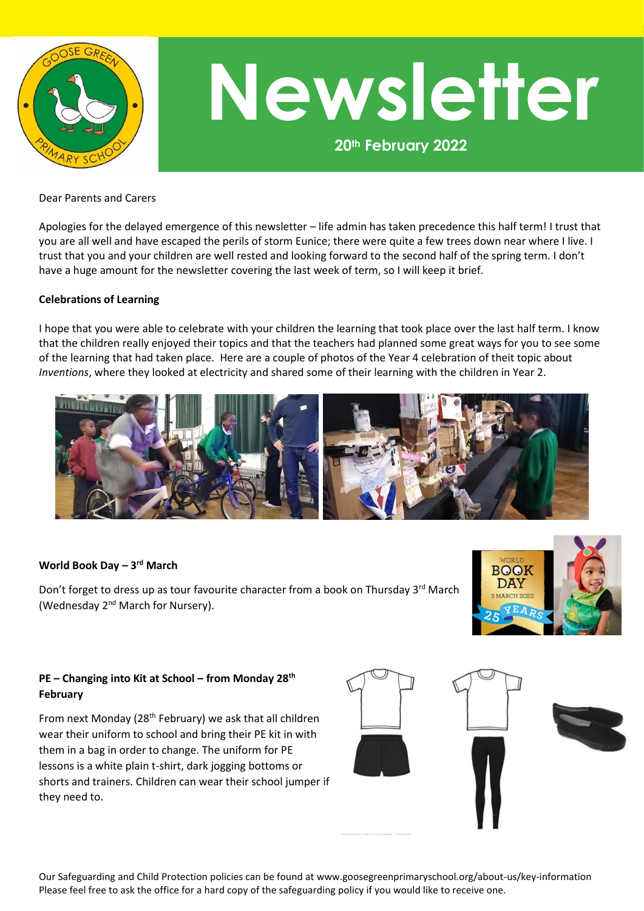# Newsletter

**20th February 2022**

Dear Parents and Carers

Apologies for the delayed emergence of this newsletter – life admin has taken precedence this half term! I trust that you are all well and have escaped the perils of storm Eunice; there were quite a few trees down near where I live. I trust that you and your children are well rested and looking forward to the second half of the spring term. I don't have a huge amount for the newsletter covering the last week of term, so I will keep it brief.

**Celebrations of Learning**

I hope that you were able to celebrate with your children the learning that took place over the last half term. I know that the children really enjoyed their topics and that the teachers had planned some great ways for you to see some of the learning that had taken place. Here are a couple of photos of the Year 4 celebration of theit topic about *Inventions*, where they looked at electricity and shared some of their learning with the children in Year 2.

**World Book Day – 3rd March**

Don't forget to dress up as tour favourite character from a book on Thursday 3rd March (Wednesday 2nd March for Nursery).

**PE – Changing into Kit at School – from Monday 28th February**

From next Monday (28th February) we ask that all children wear their uniform to school and bring their PE kit in with them in a bag in order to change. The uniform for PE lessons is a white plain t-shirt, dark jogging bottoms or shorts and trainers. Children can wear their school jumper if they need to.

Our Safeguarding and Child Protection policies can be found at www.goosegreenprimaryschool.org/about-us/key-information
Please feel free to ask the office for a hard copy of the safeguarding policy if you would like to receive one.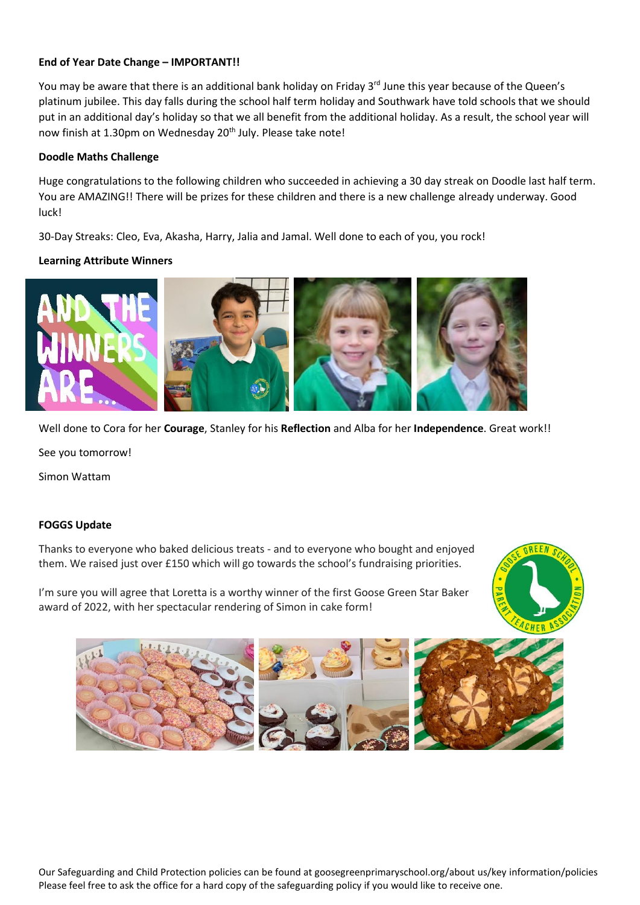**End of Year Date Change – IMPORTANT!!**

You may be aware that there is an additional bank holiday on Friday 3rd June this year because of the Queen's platinum jubilee. This day falls during the school half term holiday and Southwark have told schools that we should put in an additional day's holiday so that we all benefit from the additional holiday. As a result, the school year will now finish at 1.30pm on Wednesday 20th July. Please take note!

**Doodle Maths Challenge**

Huge congratulations to the following children who succeeded in achieving a 30 day streak on Doodle last half term. You are AMAZING!! There will be prizes for these children and there is a new challenge already underway. Good luck!

30-Day Streaks: Cleo, Eva, Akasha, Harry, Jalia and Jamal. Well done to each of you, you rock!

**Learning Attribute Winners**

Well done to Cora for her **Courage**, Stanley for his **Reflection** and Alba for her **Independence**. Great work!!

See you tomorrow!

Simon Wattam

**FOGGS Update**

Thanks to everyone who baked delicious treats - and to everyone who bought and enjoyed them. We raised just over £150 which will go towards the school's fundraising priorities.

I'm sure you will agree that Loretta is a worthy winner of the first Goose Green Star Baker award of 2022, with her spectacular rendering of Simon in cake form!

Our Safeguarding and Child Protection policies can be found at goosegreenprimaryschool.org/about us/key information/policies
Please feel free to ask the office for a hard copy of the safeguarding policy if you would like to receive one.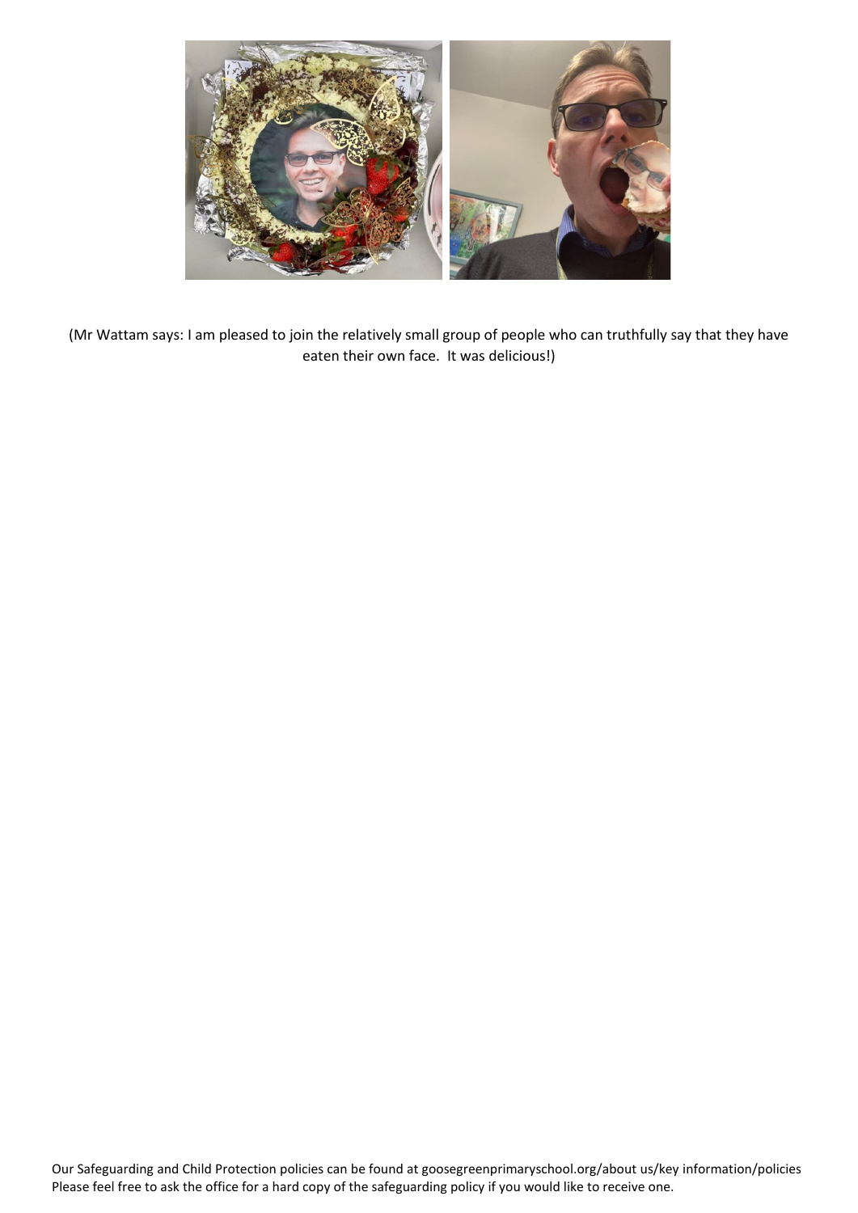(Mr Wattam says: I am pleased to join the relatively small group of people who can truthfully say that they have eaten their own face. It was delicious!)

Our Safeguarding and Child Protection policies can be found at goosegreenprimaryschool.org/about us/key information/policies
Please feel free to ask the office for a hard copy of the safeguarding policy if you would like to receive one.